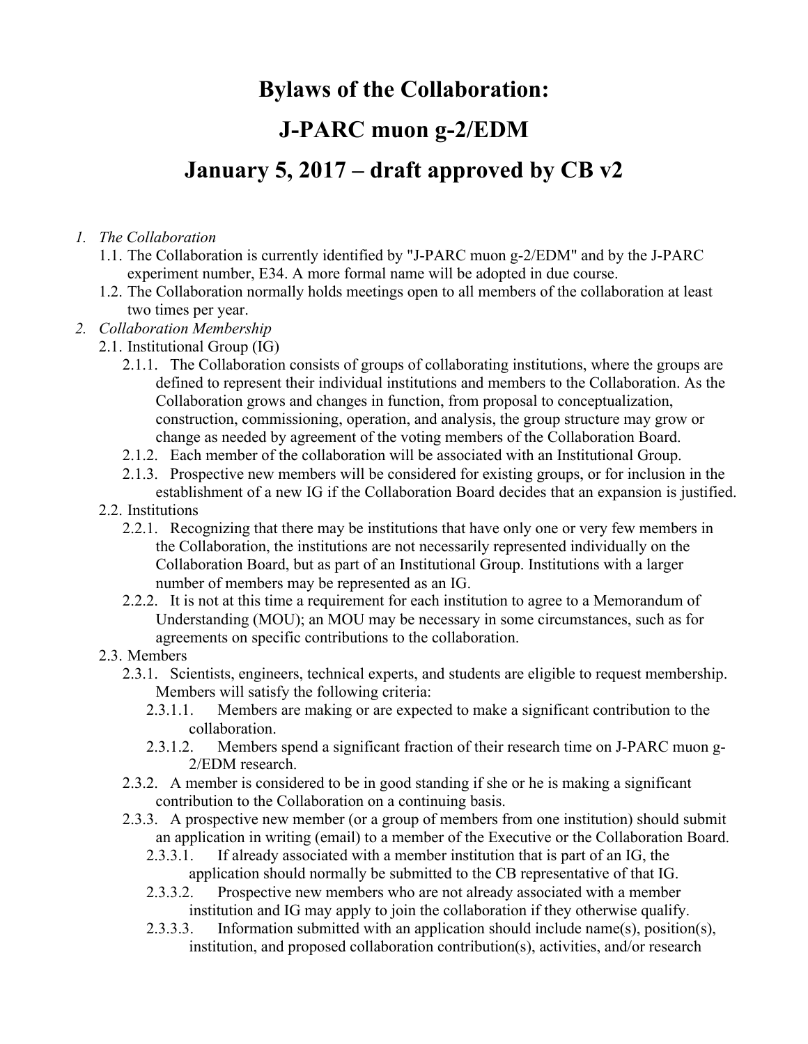# Bylaws of the Collaboration:

# J-PARC muon g-2/EDM

# January 5, 2017 – draft approved by CB v2

1. *The Collaboration*
   - 1.1. The Collaboration is currently identified by "J-PARC muon g-2/EDM" and by the J-PARC experiment number, E34. A more formal name will be adopted in due course.
   - 1.2. The Collaboration normally holds meetings open to all members of the collaboration at least two times per year.
2. *Collaboration Membership*
   - 2.1. Institutional Group (IG)
     - 2.1.1. The Collaboration consists of groups of collaborating institutions, where the groups are defined to represent their individual institutions and members to the Collaboration. As the Collaboration grows and changes in function, from proposal to conceptualization, construction, commissioning, operation, and analysis, the group structure may grow or change as needed by agreement of the voting members of the Collaboration Board.
     - 2.1.2. Each member of the collaboration will be associated with an Institutional Group.
     - 2.1.3. Prospective new members will be considered for existing groups, or for inclusion in the establishment of a new IG if the Collaboration Board decides that an expansion is justified.
   - 2.2. Institutions
     - 2.2.1. Recognizing that there may be institutions that have only one or very few members in the Collaboration, the institutions are not necessarily represented individually on the Collaboration Board, but as part of an Institutional Group. Institutions with a larger number of members may be represented as an IG.
     - 2.2.2. It is not at this time a requirement for each institution to agree to a Memorandum of Understanding (MOU); an MOU may be necessary in some circumstances, such as for agreements on specific contributions to the collaboration.
   - 2.3. Members
     - 2.3.1. Scientists, engineers, technical experts, and students are eligible to request membership. Members will satisfy the following criteria:
       - 2.3.1.1. Members are making or are expected to make a significant contribution to the collaboration.
       - 2.3.1.2. Members spend a significant fraction of their research time on J-PARC muon g-2/EDM research.
     - 2.3.2. A member is considered to be in good standing if she or he is making a significant contribution to the Collaboration on a continuing basis.
     - 2.3.3. A prospective new member (or a group of members from one institution) should submit an application in writing (email) to a member of the Executive or the Collaboration Board.
       - 2.3.3.1. If already associated with a member institution that is part of an IG, the application should normally be submitted to the CB representative of that IG.
       - 2.3.3.2. Prospective new members who are not already associated with a member institution and IG may apply to join the collaboration if they otherwise qualify.
       - 2.3.3.3. Information submitted with an application should include name(s), position(s), institution, and proposed collaboration contribution(s), activities, and/or research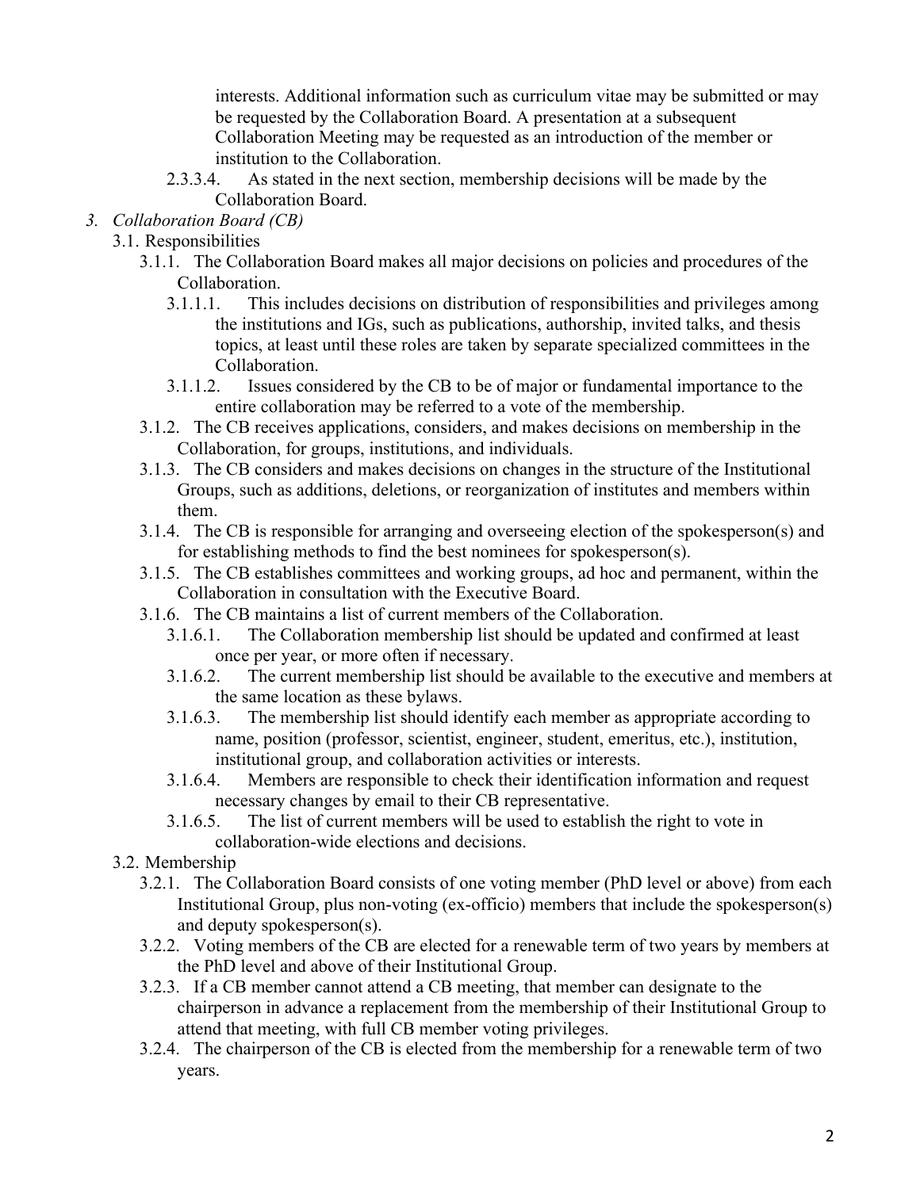interests. Additional information such as curriculum vitae may be submitted or may be requested by the Collaboration Board. A presentation at a subsequent Collaboration Meeting may be requested as an introduction of the member or institution to the Collaboration.

2.3.3.4. As stated in the next section, membership decisions will be made by the Collaboration Board.

## *3. Collaboration Board (CB)*

3.1. Responsibilities

3.1.1. The Collaboration Board makes all major decisions on policies and procedures of the Collaboration.

3.1.1.1. This includes decisions on distribution of responsibilities and privileges among the institutions and IGs, such as publications, authorship, invited talks, and thesis topics, at least until these roles are taken by separate specialized committees in the Collaboration.

3.1.1.2. Issues considered by the CB to be of major or fundamental importance to the entire collaboration may be referred to a vote of the membership.

3.1.2. The CB receives applications, considers, and makes decisions on membership in the Collaboration, for groups, institutions, and individuals.

3.1.3. The CB considers and makes decisions on changes in the structure of the Institutional Groups, such as additions, deletions, or reorganization of institutes and members within them.

3.1.4. The CB is responsible for arranging and overseeing election of the spokesperson(s) and for establishing methods to find the best nominees for spokesperson(s).

3.1.5. The CB establishes committees and working groups, ad hoc and permanent, within the Collaboration in consultation with the Executive Board.

3.1.6. The CB maintains a list of current members of the Collaboration.

3.1.6.1. The Collaboration membership list should be updated and confirmed at least once per year, or more often if necessary.

3.1.6.2. The current membership list should be available to the executive and members at the same location as these bylaws.

3.1.6.3. The membership list should identify each member as appropriate according to name, position (professor, scientist, engineer, student, emeritus, etc.), institution, institutional group, and collaboration activities or interests.

3.1.6.4. Members are responsible to check their identification information and request necessary changes by email to their CB representative.

3.1.6.5. The list of current members will be used to establish the right to vote in collaboration-wide elections and decisions.

3.2. Membership

3.2.1. The Collaboration Board consists of one voting member (PhD level or above) from each Institutional Group, plus non-voting (ex-officio) members that include the spokesperson(s) and deputy spokesperson(s).

3.2.2. Voting members of the CB are elected for a renewable term of two years by members at the PhD level and above of their Institutional Group.

3.2.3. If a CB member cannot attend a CB meeting, that member can designate to the chairperson in advance a replacement from the membership of their Institutional Group to attend that meeting, with full CB member voting privileges.

3.2.4. The chairperson of the CB is elected from the membership for a renewable term of two years.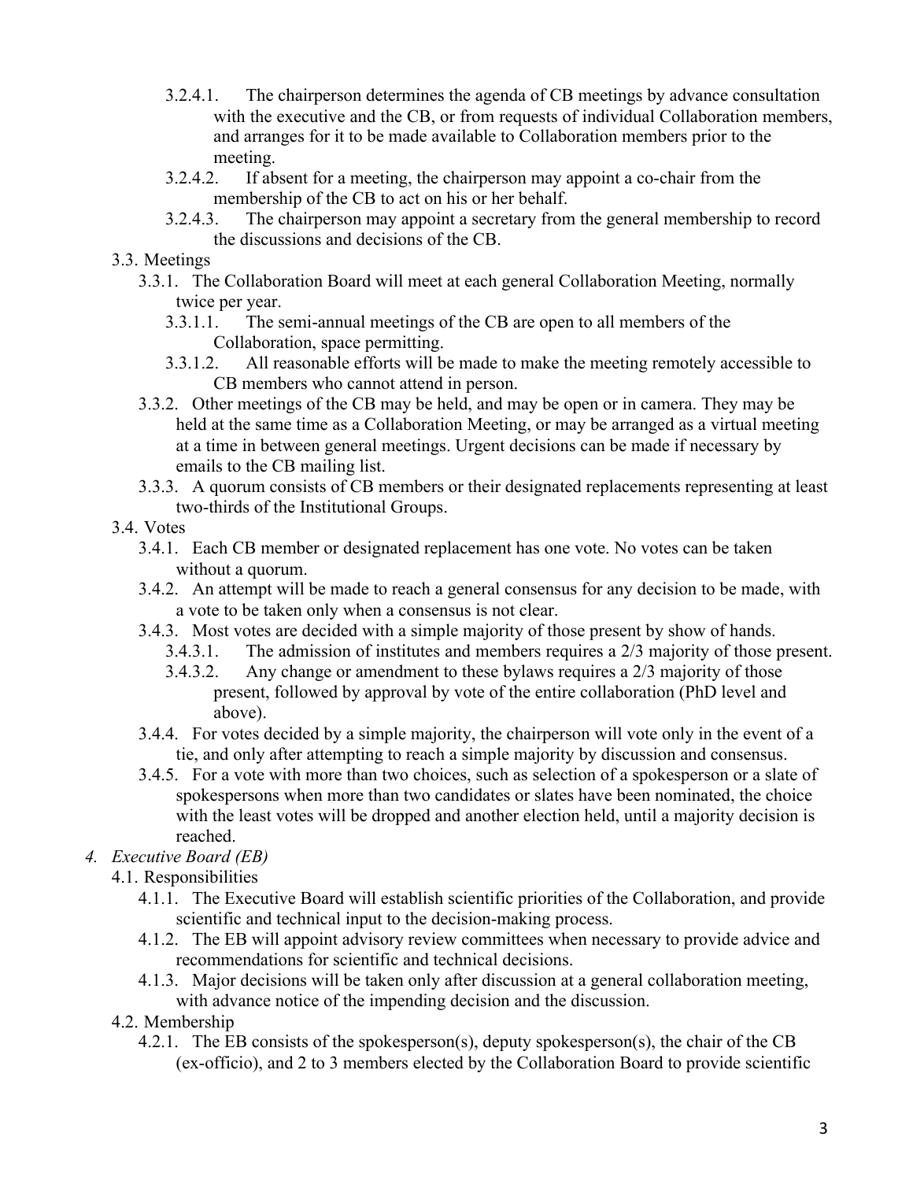- 3.2.4.1. The chairperson determines the agenda of CB meetings by advance consultation with the executive and the CB, or from requests of individual Collaboration members, and arranges for it to be made available to Collaboration members prior to the meeting.
- 3.2.4.2. If absent for a meeting, the chairperson may appoint a co-chair from the membership of the CB to act on his or her behalf.
- 3.2.4.3. The chairperson may appoint a secretary from the general membership to record the discussions and decisions of the CB.

3.3. Meetings

- 3.3.1. The Collaboration Board will meet at each general Collaboration Meeting, normally twice per year.
  - 3.3.1.1. The semi-annual meetings of the CB are open to all members of the Collaboration, space permitting.
  - 3.3.1.2. All reasonable efforts will be made to make the meeting remotely accessible to CB members who cannot attend in person.
- 3.3.2. Other meetings of the CB may be held, and may be open or in camera. They may be held at the same time as a Collaboration Meeting, or may be arranged as a virtual meeting at a time in between general meetings. Urgent decisions can be made if necessary by emails to the CB mailing list.
- 3.3.3. A quorum consists of CB members or their designated replacements representing at least two-thirds of the Institutional Groups.

3.4. Votes

- 3.4.1. Each CB member or designated replacement has one vote. No votes can be taken without a quorum.
- 3.4.2. An attempt will be made to reach a general consensus for any decision to be made, with a vote to be taken only when a consensus is not clear.
- 3.4.3. Most votes are decided with a simple majority of those present by show of hands.
  - 3.4.3.1. The admission of institutes and members requires a 2/3 majority of those present.
  - 3.4.3.2. Any change or amendment to these bylaws requires a 2/3 majority of those present, followed by approval by vote of the entire collaboration (PhD level and above).
- 3.4.4. For votes decided by a simple majority, the chairperson will vote only in the event of a tie, and only after attempting to reach a simple majority by discussion and consensus.
- 3.4.5. For a vote with more than two choices, such as selection of a spokesperson or a slate of spokespersons when more than two candidates or slates have been nominated, the choice with the least votes will be dropped and another election held, until a majority decision is reached.

4. *Executive Board (EB)*

4.1. Responsibilities

- 4.1.1. The Executive Board will establish scientific priorities of the Collaboration, and provide scientific and technical input to the decision-making process.
- 4.1.2. The EB will appoint advisory review committees when necessary to provide advice and recommendations for scientific and technical decisions.
- 4.1.3. Major decisions will be taken only after discussion at a general collaboration meeting, with advance notice of the impending decision and the discussion.

4.2. Membership

- 4.2.1. The EB consists of the spokesperson(s), deputy spokesperson(s), the chair of the CB (ex-officio), and 2 to 3 members elected by the Collaboration Board to provide scientific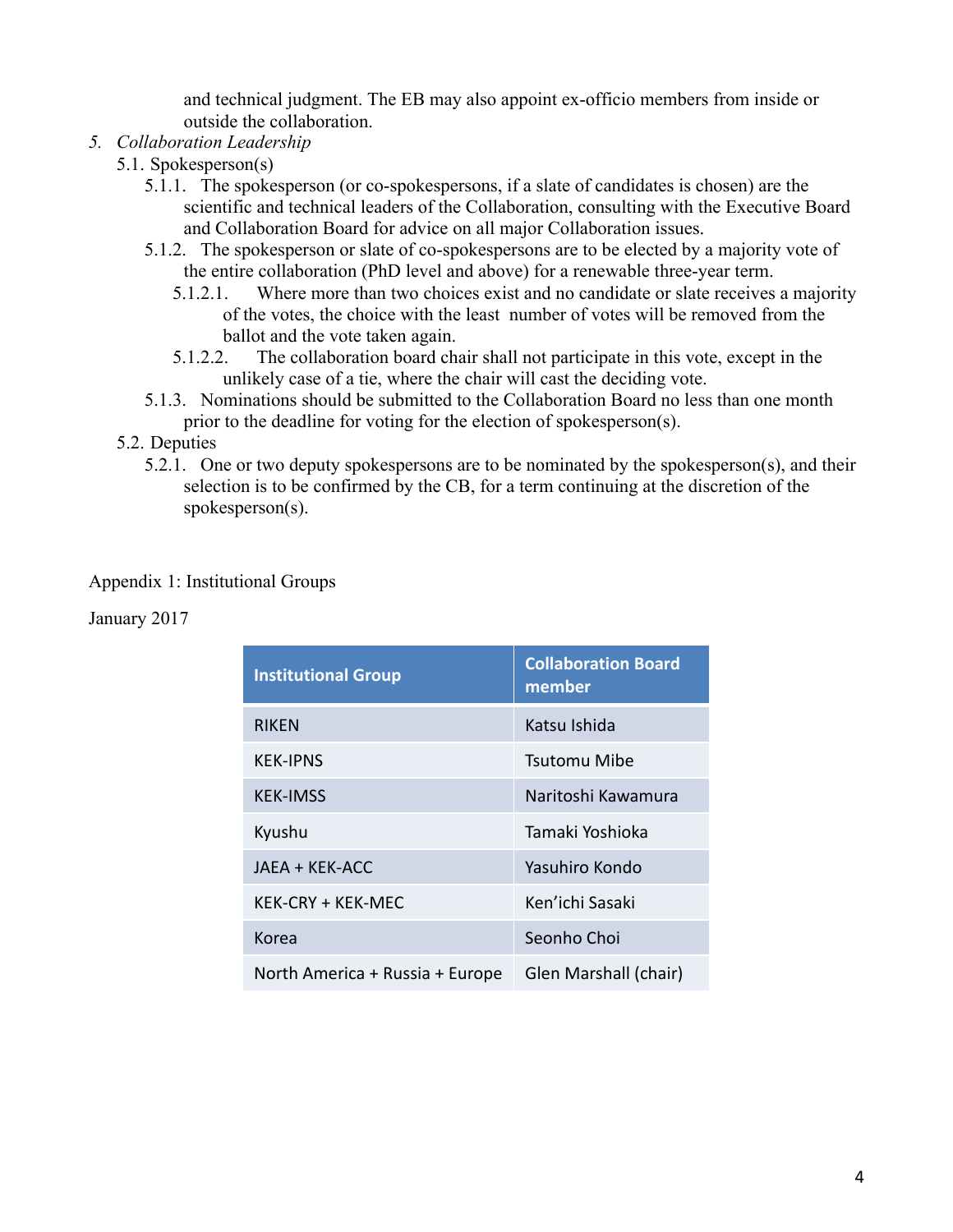and technical judgment. The EB may also appoint ex-officio members from inside or outside the collaboration.

5. *Collaboration Leadership*
   5.1. Spokesperson(s)
      5.1.1. The spokesperson (or co-spokespersons, if a slate of candidates is chosen) are the scientific and technical leaders of the Collaboration, consulting with the Executive Board and Collaboration Board for advice on all major Collaboration issues.
      5.1.2. The spokesperson or slate of co-spokespersons are to be elected by a majority vote of the entire collaboration (PhD level and above) for a renewable three-year term.
         5.1.2.1. Where more than two choices exist and no candidate or slate receives a majority of the votes, the choice with the least number of votes will be removed from the ballot and the vote taken again.
         5.1.2.2. The collaboration board chair shall not participate in this vote, except in the unlikely case of a tie, where the chair will cast the deciding vote.
      5.1.3. Nominations should be submitted to the Collaboration Board no less than one month prior to the deadline for voting for the election of spokesperson(s).
   5.2. Deputies
      5.2.1. One or two deputy spokespersons are to be nominated by the spokesperson(s), and their selection is to be confirmed by the CB, for a term continuing at the discretion of the spokesperson(s).

Appendix 1: Institutional Groups

January 2017

| Institutional Group | Collaboration Board member |
|---|---|
| RIKEN | Katsu Ishida |
| KEK-IPNS | Tsutomu Mibe |
| KEK-IMSS | Naritoshi Kawamura |
| Kyushu | Tamaki Yoshioka |
| JAEA + KEK-ACC | Yasuhiro Kondo |
| KEK-CRY + KEK-MEC | Ken'ichi Sasaki |
| Korea | Seonho Choi |
| North America + Russia + Europe | Glen Marshall (chair) |